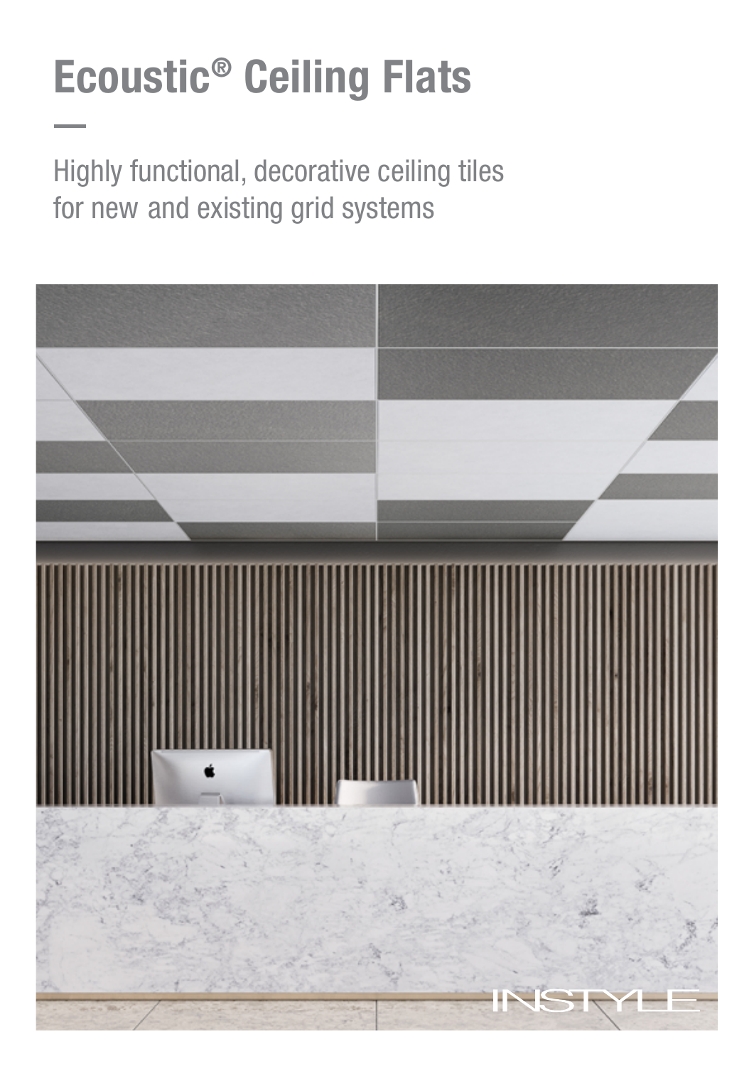# Ecoustic® Ceiling Flats

Highly functional, decorative ceiling tiles for new and existing grid systems

INSTYLE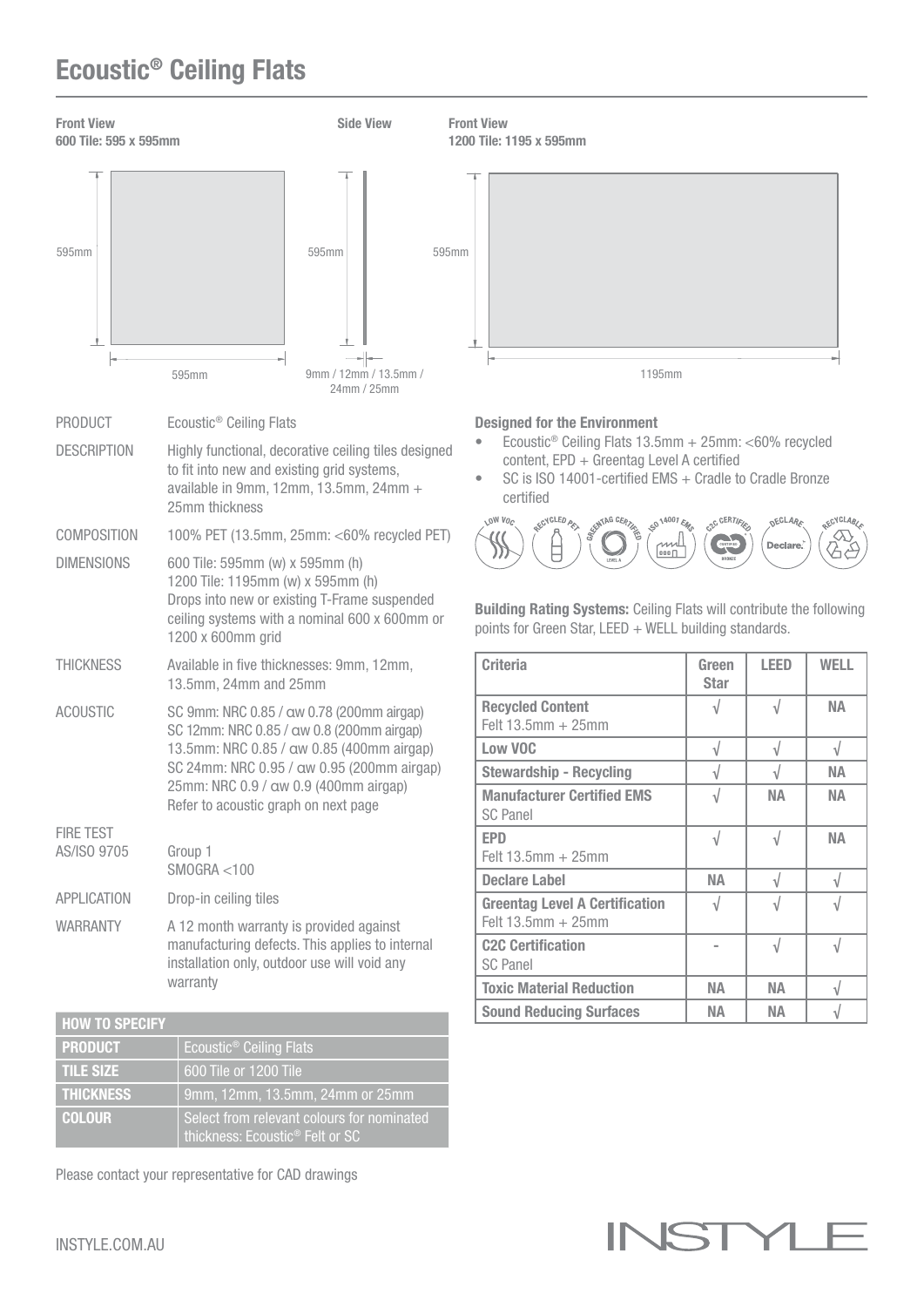# Ecoustic® Ceiling Flats

**Front View**
**600 Tile: 595 x 595mm**

595mm
595mm

**Side View**

595mm
9mm / 12mm / 13.5mm / 24mm / 25mm

**Front View**
**1200 Tile: 1195 x 595mm**

595mm
1195mm

| | |
|---|---|
| PRODUCT | Ecoustic® Ceiling Flats |
| DESCRIPTION | Highly functional, decorative ceiling tiles designed to fit into new and existing grid systems, available in 9mm, 12mm, 13.5mm, 24mm + 25mm thickness |
| COMPOSITION | 100% PET (13.5mm, 25mm: <60% recycled PET) |
| DIMENSIONS | 600 Tile: 595mm (w) x 595mm (h)<br>1200 Tile: 1195mm (w) x 595mm (h)<br>Drops into new or existing T-Frame suspended ceiling systems with a nominal 600 x 600mm or 1200 x 600mm grid |
| THICKNESS | Available in five thicknesses: 9mm, 12mm, 13.5mm, 24mm and 25mm |
| ACOUSTIC | SC 9mm: NRC 0.85 / αw 0.78 (200mm airgap)<br>SC 12mm: NRC 0.85 / αw 0.8 (200mm airgap)<br>13.5mm: NRC 0.85 / αw 0.85 (400mm airgap)<br>SC 24mm: NRC 0.95 / αw 0.95 (200mm airgap)<br>25mm: NRC 0.9 / αw 0.9 (400mm airgap)<br>Refer to acoustic graph on next page |
| FIRE TEST AS/ISO 9705 | Group 1<br>SMOGRA <100 |
| APPLICATION | Drop-in ceiling tiles |
| WARRANTY | A 12 month warranty is provided against manufacturing defects. This applies to internal installation only, outdoor use will void any warranty |

| HOW TO SPECIFY | |
|---|---|
| **PRODUCT** | Ecoustic® Ceiling Flats |
| **TILE SIZE** | 600 Tile or 1200 Tile |
| **THICKNESS** | 9mm, 12mm, 13.5mm, 24mm or 25mm |
| **COLOUR** | Select from relevant colours for nominated thickness: Ecoustic® Felt or SC |

Please contact your representative for CAD drawings

**Designed for the Environment**

- Ecoustic® Ceiling Flats 13.5mm + 25mm: <60% recycled content, EPD + Greentag Level A certified
- SC is ISO 14001-certified EMS + Cradle to Cradle Bronze certified

LOW VOC · RECYCLED PET · GREENTAG CERTIFIED · ISO 14001 EMS · C2C CERTIFIED · DECLARE · RECYCLABLE

**Building Rating Systems:** Ceiling Flats will contribute the following points for Green Star, LEED + WELL building standards.

| Criteria | Green Star | LEED | WELL |
|---|---|---|---|
| **Recycled Content**<br>Felt 13.5mm + 25mm | √ | √ | NA |
| **Low VOC** | √ | √ | √ |
| **Stewardship - Recycling** | √ | √ | NA |
| **Manufacturer Certified EMS**<br>SC Panel | √ | NA | NA |
| **EPD**<br>Felt 13.5mm + 25mm | √ | √ | NA |
| **Declare Label** | NA | √ | √ |
| **Greentag Level A Certification**<br>Felt 13.5mm + 25mm | √ | √ | √ |
| **C2C Certification**<br>SC Panel | - | √ | √ |
| **Toxic Material Reduction** | NA | NA | √ |
| **Sound Reducing Surfaces** | NA | NA | √ |

INSTYLE.COM.AU

INSTYLE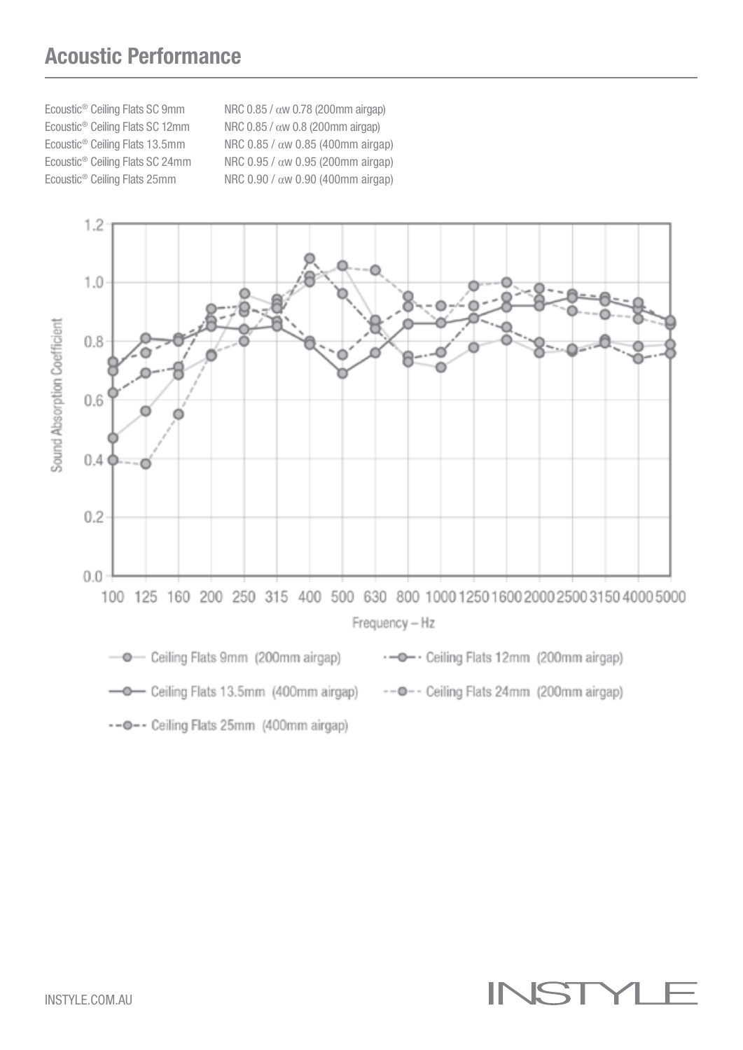## Acoustic Performance

| | |
|---|---|
| Ecoustic® Ceiling Flats SC 9mm | NRC 0.85 / αw 0.78 (200mm airgap) |
| Ecoustic® Ceiling Flats SC 12mm | NRC 0.85 / αw 0.8 (200mm airgap) |
| Ecoustic® Ceiling Flats 13.5mm | NRC 0.85 / αw 0.85 (400mm airgap) |
| Ecoustic® Ceiling Flats SC 24mm | NRC 0.95 / αw 0.95 (200mm airgap) |
| Ecoustic® Ceiling Flats 25mm | NRC 0.90 / αw 0.90 (400mm airgap) |

Sound Absorption Coefficient

Frequency – Hz

Ceiling Flats 9mm (200mm airgap)
Ceiling Flats 12mm (200mm airgap)
Ceiling Flats 13.5mm (400mm airgap)
Ceiling Flats 24mm (200mm airgap)
Ceiling Flats 25mm (400mm airgap)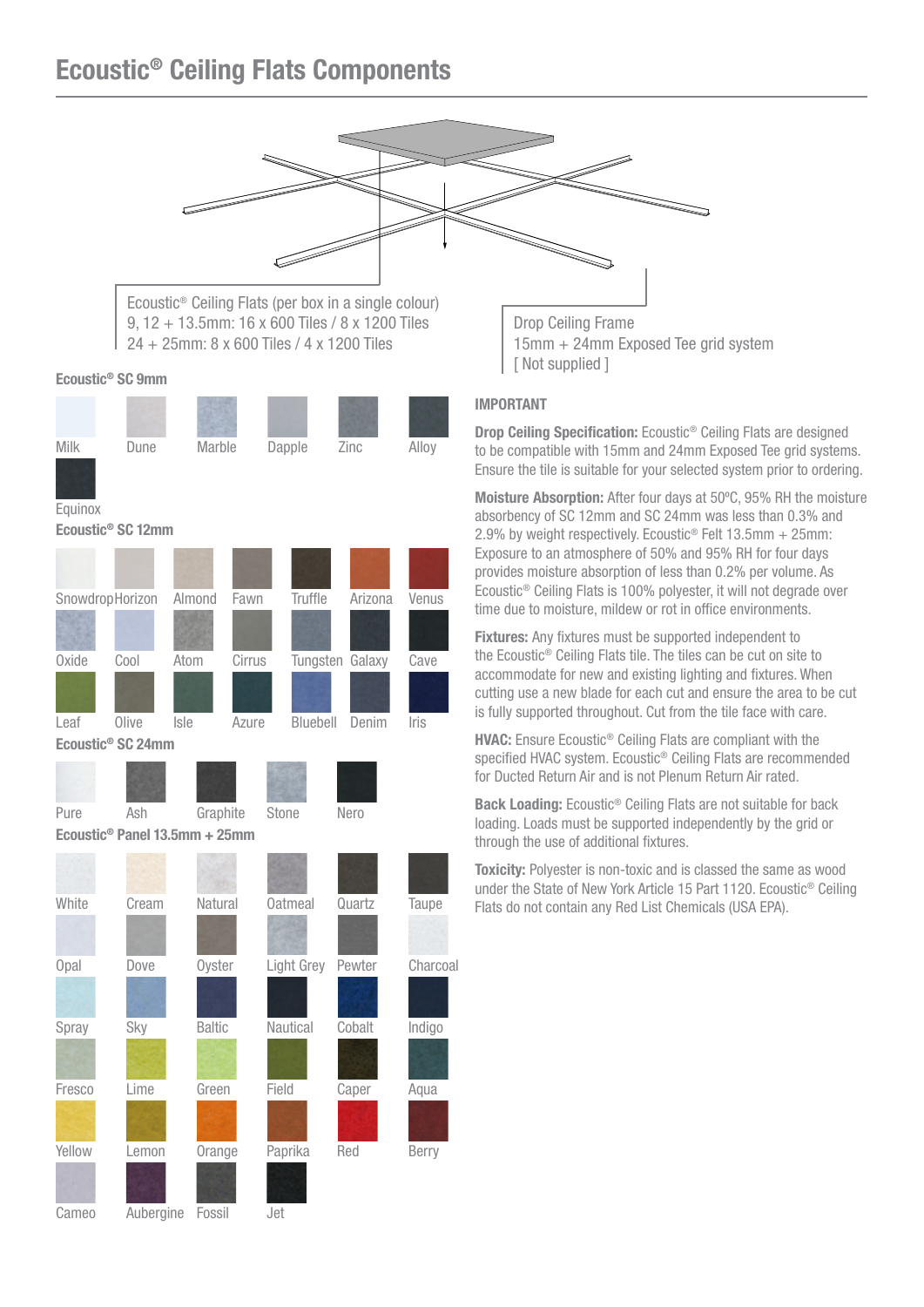# Ecoustic® Ceiling Flats Components

Ecoustic® Ceiling Flats (per box in a single colour)
9, 12 + 13.5mm: 16 x 600 Tiles / 8 x 1200 Tiles
24 + 25mm: 8 x 600 Tiles / 4 x 1200 Tiles

Drop Ceiling Frame
15mm + 24mm Exposed Tee grid system
[ Not supplied ]

### Ecoustic® SC 9mm

Milk, Dune, Marble, Dapple, Zinc, Alloy, Equinox

### Ecoustic® SC 12mm

Snowdrop, Horizon, Almond, Fawn, Truffle, Arizona, Venus
Oxide, Cool, Atom, Cirrus, Tungsten, Galaxy, Cave
Leaf, Olive, Isle, Azure, Bluebell, Denim, Iris

### Ecoustic® SC 24mm

Pure, Ash, Graphite, Stone, Nero

### Ecoustic® Panel 13.5mm + 25mm

White, Cream, Natural, Oatmeal, Quartz, Taupe
Opal, Dove, Oyster, Light Grey, Pewter, Charcoal
Spray, Sky, Baltic, Nautical, Cobalt, Indigo
Fresco, Lime, Green, Field, Caper, Aqua
Yellow, Lemon, Orange, Paprika, Red, Berry
Cameo, Aubergine, Fossil, Jet

### IMPORTANT

**Drop Ceiling Specification:** Ecoustic® Ceiling Flats are designed to be compatible with 15mm and 24mm Exposed Tee grid systems. Ensure the tile is suitable for your selected system prior to ordering.

**Moisture Absorption:** After four days at 50ºC, 95% RH the moisture absorbency of SC 12mm and SC 24mm was less than 0.3% and 2.9% by weight respectively. Ecoustic® Felt 13.5mm + 25mm: Exposure to an atmosphere of 50% and 95% RH for four days provides moisture absorption of less than 0.2% per volume. As Ecoustic® Ceiling Flats is 100% polyester, it will not degrade over time due to moisture, mildew or rot in office environments.

**Fixtures:** Any fixtures must be supported independent to the Ecoustic® Ceiling Flats tile. The tiles can be cut on site to accommodate for new and existing lighting and fixtures. When cutting use a new blade for each cut and ensure the area to be cut is fully supported throughout. Cut from the tile face with care.

**HVAC:** Ensure Ecoustic® Ceiling Flats are compliant with the specified HVAC system. Ecoustic® Ceiling Flats are recommended for Ducted Return Air and is not Plenum Return Air rated.

**Back Loading:** Ecoustic® Ceiling Flats are not suitable for back loading. Loads must be supported independently by the grid or through the use of additional fixtures.

**Toxicity:** Polyester is non-toxic and is classed the same as wood under the State of New York Article 15 Part 1120. Ecoustic® Ceiling Flats do not contain any Red List Chemicals (USA EPA).